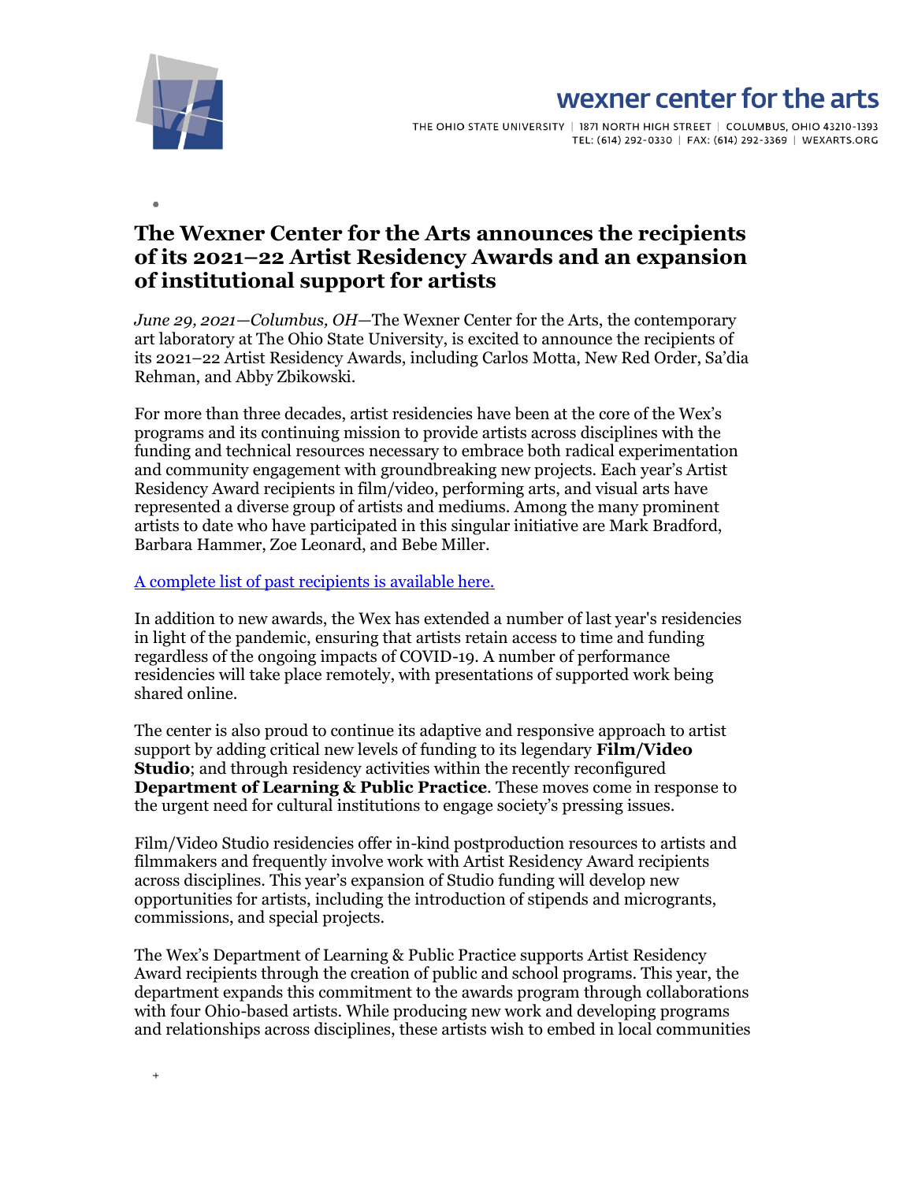# The Wexner Center for the Arts announces the recipients of its 2021–22 Artist Residency Awards and an expansion of institutional support for artists

*June 29, 2021—Columbus, OH*—The Wexner Center for the Arts, the contemporary art laboratory at The Ohio State University, is excited to announce the recipients of its 2021–22 Artist Residency Awards, including Carlos Motta, New Red Order, Sa'dia Rehman, and Abby Zbikowski.

For more than three decades, artist residencies have been at the core of the Wex's programs and its continuing mission to provide artists across disciplines with the funding and technical resources necessary to embrace both radical experimentation and community engagement with groundbreaking new projects. Each year's Artist Residency Award recipients in film/video, performing arts, and visual arts have represented a diverse group of artists and mediums. Among the many prominent artists to date who have participated in this singular initiative are Mark Bradford, Barbara Hammer, Zoe Leonard, and Bebe Miller.

A complete list of past recipients is available here.

In addition to new awards, the Wex has extended a number of last year's residencies in light of the pandemic, ensuring that artists retain access to time and funding regardless of the ongoing impacts of COVID-19. A number of performance residencies will take place remotely, with presentations of supported work being shared online.

The center is also proud to continue its adaptive and responsive approach to artist support by adding critical new levels of funding to its legendary **Film/Video Studio**; and through residency activities within the recently reconfigured **Department of Learning & Public Practice**. These moves come in response to the urgent need for cultural institutions to engage society's pressing issues.

Film/Video Studio residencies offer in-kind postproduction resources to artists and filmmakers and frequently involve work with Artist Residency Award recipients across disciplines. This year's expansion of Studio funding will develop new opportunities for artists, including the introduction of stipends and microgrants, commissions, and special projects.

The Wex's Department of Learning & Public Practice supports Artist Residency Award recipients through the creation of public and school programs. This year, the department expands this commitment to the awards program through collaborations with four Ohio-based artists. While producing new work and developing programs and relationships across disciplines, these artists wish to embed in local communities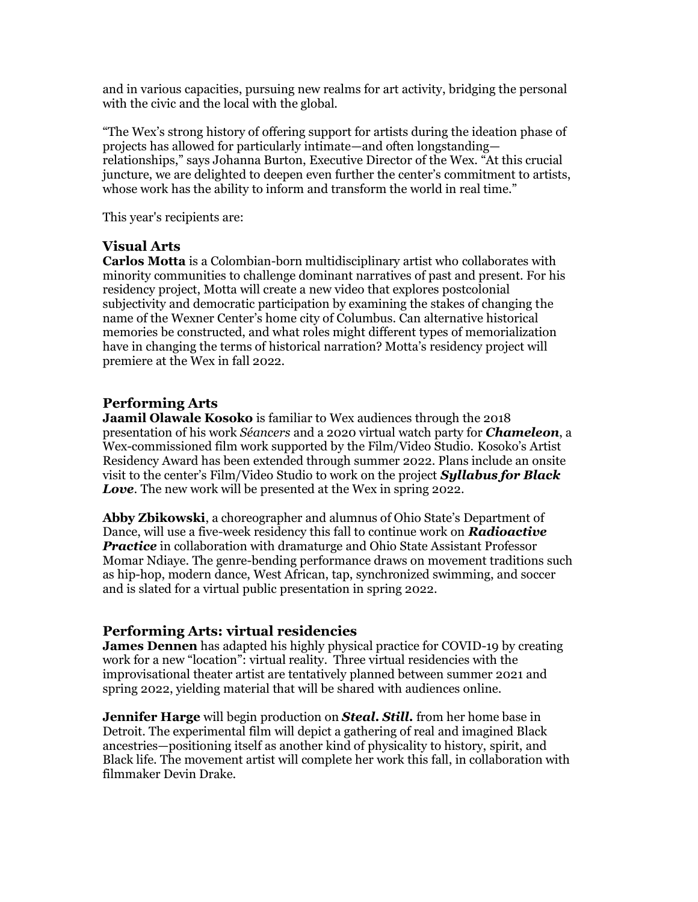and in various capacities, pursuing new realms for art activity, bridging the personal with the civic and the local with the global.

“The Wex’s strong history of offering support for artists during the ideation phase of projects has allowed for particularly intimate—and often longstanding—relationships,” says Johanna Burton, Executive Director of the Wex. “At this crucial juncture, we are delighted to deepen even further the center’s commitment to artists, whose work has the ability to inform and transform the world in real time.”

This year's recipients are:

### Visual Arts

**Carlos Motta** is a Colombian-born multidisciplinary artist who collaborates with minority communities to challenge dominant narratives of past and present. For his residency project, Motta will create a new video that explores postcolonial subjectivity and democratic participation by examining the stakes of changing the name of the Wexner Center’s home city of Columbus. Can alternative historical memories be constructed, and what roles might different types of memorialization have in changing the terms of historical narration? Motta’s residency project will premiere at the Wex in fall 2022.

### Performing Arts

**Jaamil Olawale Kosoko** is familiar to Wex audiences through the 2018 presentation of his work *Séancers* and a 2020 virtual watch party for ***Chameleon***, a Wex-commissioned film work supported by the Film/Video Studio. Kosoko’s Artist Residency Award has been extended through summer 2022. Plans include an onsite visit to the center’s Film/Video Studio to work on the project ***Syllabus for Black Love***. The new work will be presented at the Wex in spring 2022.

**Abby Zbikowski**, a choreographer and alumnus of Ohio State’s Department of Dance, will use a five-week residency this fall to continue work on ***Radioactive Practice*** in collaboration with dramaturge and Ohio State Assistant Professor Momar Ndiaye. The genre-bending performance draws on movement traditions such as hip-hop, modern dance, West African, tap, synchronized swimming, and soccer and is slated for a virtual public presentation in spring 2022.

### Performing Arts: virtual residencies

**James Dennen** has adapted his highly physical practice for COVID-19 by creating work for a new “location”: virtual reality. Three virtual residencies with the improvisational theater artist are tentatively planned between summer 2021 and spring 2022, yielding material that will be shared with audiences online.

**Jennifer Harge** will begin production on ***Steal. Still.*** from her home base in Detroit. The experimental film will depict a gathering of real and imagined Black ancestries—positioning itself as another kind of physicality to history, spirit, and Black life. The movement artist will complete her work this fall, in collaboration with filmmaker Devin Drake.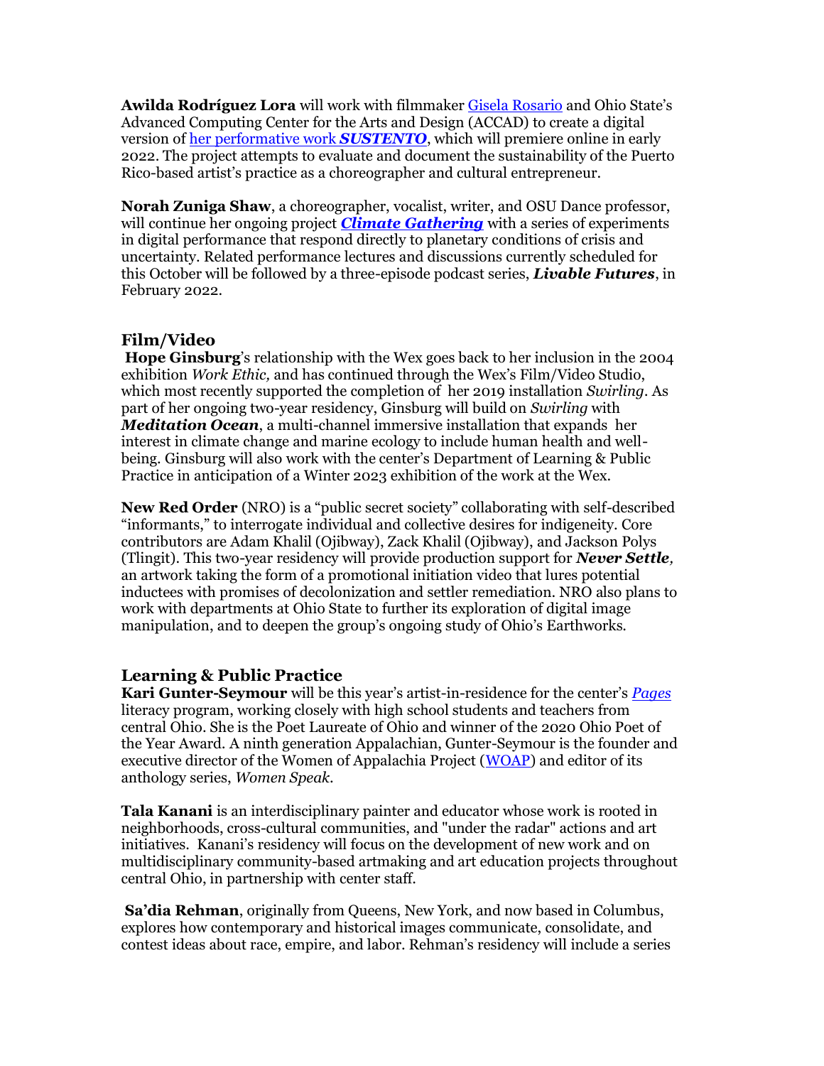**Awilda Rodríguez Lora** will work with filmmaker Gisela Rosario and Ohio State's Advanced Computing Center for the Arts and Design (ACCAD) to create a digital version of her performative work ***SUSTENTO***, which will premiere online in early 2022. The project attempts to evaluate and document the sustainability of the Puerto Rico-based artist's practice as a choreographer and cultural entrepreneur.

**Norah Zuniga Shaw**, a choreographer, vocalist, writer, and OSU Dance professor, will continue her ongoing project ***Climate Gathering*** with a series of experiments in digital performance that respond directly to planetary conditions of crisis and uncertainty. Related performance lectures and discussions currently scheduled for this October will be followed by a three-episode podcast series, ***Livable Futures***, in February 2022.

## Film/Video

**Hope Ginsburg**'s relationship with the Wex goes back to her inclusion in the 2004 exhibition *Work Ethic,* and has continued through the Wex's Film/Video Studio, which most recently supported the completion of her 2019 installation *Swirling*. As part of her ongoing two-year residency, Ginsburg will build on *Swirling* with ***Meditation Ocean***, a multi-channel immersive installation that expands her interest in climate change and marine ecology to include human health and well-being. Ginsburg will also work with the center's Department of Learning & Public Practice in anticipation of a Winter 2023 exhibition of the work at the Wex.

**New Red Order** (NRO) is a "public secret society" collaborating with self-described "informants," to interrogate individual and collective desires for indigeneity. Core contributors are Adam Khalil (Ojibway), Zack Khalil (Ojibway), and Jackson Polys (Tlingit). This two-year residency will provide production support for ***Never Settle,*** an artwork taking the form of a promotional initiation video that lures potential inductees with promises of decolonization and settler remediation. NRO also plans to work with departments at Ohio State to further its exploration of digital image manipulation, and to deepen the group's ongoing study of Ohio's Earthworks.

## Learning & Public Practice

**Kari Gunter-Seymour** will be this year's artist-in-residence for the center's *Pages* literacy program, working closely with high school students and teachers from central Ohio. She is the Poet Laureate of Ohio and winner of the 2020 Ohio Poet of the Year Award. A ninth generation Appalachian, Gunter-Seymour is the founder and executive director of the Women of Appalachia Project (WOAP) and editor of its anthology series, *Women Speak*.

**Tala Kanani** is an interdisciplinary painter and educator whose work is rooted in neighborhoods, cross-cultural communities, and "under the radar" actions and art initiatives. Kanani's residency will focus on the development of new work and on multidisciplinary community-based artmaking and art education projects throughout central Ohio, in partnership with center staff.

**Sa'dia Rehman**, originally from Queens, New York, and now based in Columbus, explores how contemporary and historical images communicate, consolidate, and contest ideas about race, empire, and labor. Rehman's residency will include a series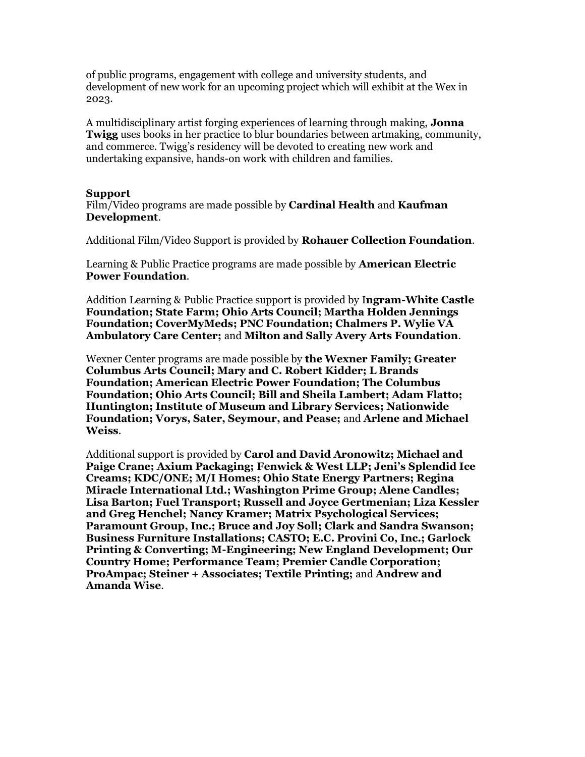of public programs, engagement with college and university students, and development of new work for an upcoming project which will exhibit at the Wex in 2023.

A multidisciplinary artist forging experiences of learning through making, **Jonna Twigg** uses books in her practice to blur boundaries between artmaking, community, and commerce. Twigg's residency will be devoted to creating new work and undertaking expansive, hands-on work with children and families.

**Support**
Film/Video programs are made possible by **Cardinal Health** and **Kaufman Development**.

Additional Film/Video Support is provided by **Rohauer Collection Foundation**.

Learning & Public Practice programs are made possible by **American Electric Power Foundation**.

Addition Learning & Public Practice support is provided by I**ngram-White Castle Foundation; State Farm; Ohio Arts Council; Martha Holden Jennings Foundation; CoverMyMeds; PNC Foundation; Chalmers P. Wylie VA Ambulatory Care Center;** and **Milton and Sally Avery Arts Foundation**.

Wexner Center programs are made possible by **the Wexner Family; Greater Columbus Arts Council; Mary and C. Robert Kidder; L Brands Foundation; American Electric Power Foundation; The Columbus Foundation; Ohio Arts Council; Bill and Sheila Lambert; Adam Flatto; Huntington; Institute of Museum and Library Services; Nationwide Foundation; Vorys, Sater, Seymour, and Pease;** and **Arlene and Michael Weiss**.

Additional support is provided by **Carol and David Aronowitz; Michael and Paige Crane; Axium Packaging; Fenwick & West LLP; Jeni's Splendid Ice Creams; KDC/ONE; M/I Homes; Ohio State Energy Partners; Regina Miracle International Ltd.; Washington Prime Group; Alene Candles; Lisa Barton; Fuel Transport; Russell and Joyce Gertmenian; Liza Kessler and Greg Henchel; Nancy Kramer; Matrix Psychological Services; Paramount Group, Inc.; Bruce and Joy Soll; Clark and Sandra Swanson; Business Furniture Installations; CASTO; E.C. Provini Co, Inc.; Garlock Printing & Converting; M-Engineering; New England Development; Our Country Home; Performance Team; Premier Candle Corporation; ProAmpac; Steiner + Associates; Textile Printing;** and **Andrew and Amanda Wise**.